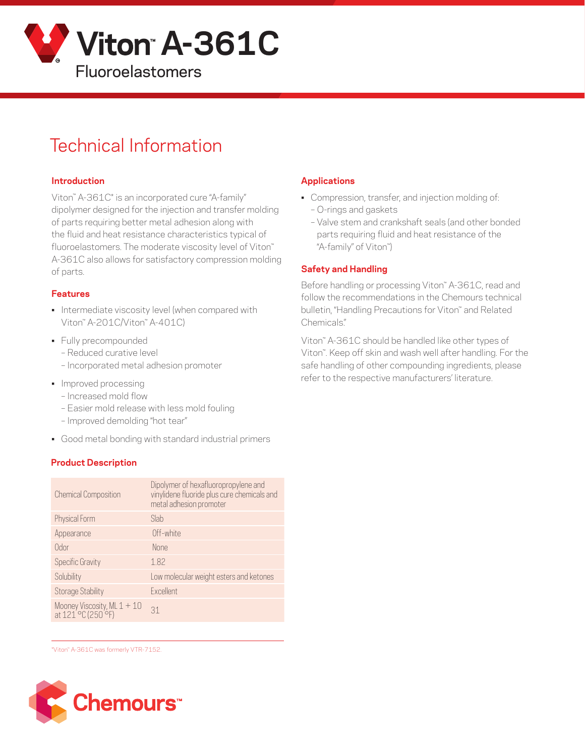# Viton™ A-361C

Fluoroelastomers

## Technical Information

### Introduction

Viton™ A-361C* is an incorporated cure "A-family" dipolymer designed for the injection and transfer molding of parts requiring better metal adhesion along with the fluid and heat resistance characteristics typical of fluoroelastomers. The moderate viscosity level of Viton™ A-361C also allows for satisfactory compression molding of parts.

### Features

- Intermediate viscosity level (when compared with Viton™ A-201C/Viton™ A-401C)
- Fully precompounded
  - Reduced curative level
  - Incorporated metal adhesion promoter
- Improved processing
  - Increased mold flow
  - Easier mold release with less mold fouling
  - Improved demolding "hot tear"
- Good metal bonding with standard industrial primers

### Product Description

| | |
|---|---|
| Chemical Composition | Dipolymer of hexafluoropropylene and vinylidene fluoride plus cure chemicals and metal adhesion promoter |
| Physical Form | Slab |
| Appearance | Off-white |
| Odor | None |
| Specific Gravity | 1.82 |
| Solubility | Low molecular weight esters and ketones |
| Storage Stability | Excellent |
| Mooney Viscosity, ML 1 + 10 at 121 °C (250 °F) | 31 |

*Viton™ A-361C was formerly VTR-7152.

### Applications

- Compression, transfer, and injection molding of:
  - O-rings and gaskets
  - Valve stem and crankshaft seals (and other bonded parts requiring fluid and heat resistance of the "A-family" of Viton™)

### Safety and Handling

Before handling or processing Viton™ A-361C, read and follow the recommendations in the Chemours technical bulletin, "Handling Precautions for Viton™ and Related Chemicals."

Viton™ A-361C should be handled like other types of Viton™. Keep off skin and wash well after handling. For the safe handling of other compounding ingredients, please refer to the respective manufacturers' literature.

Chemours™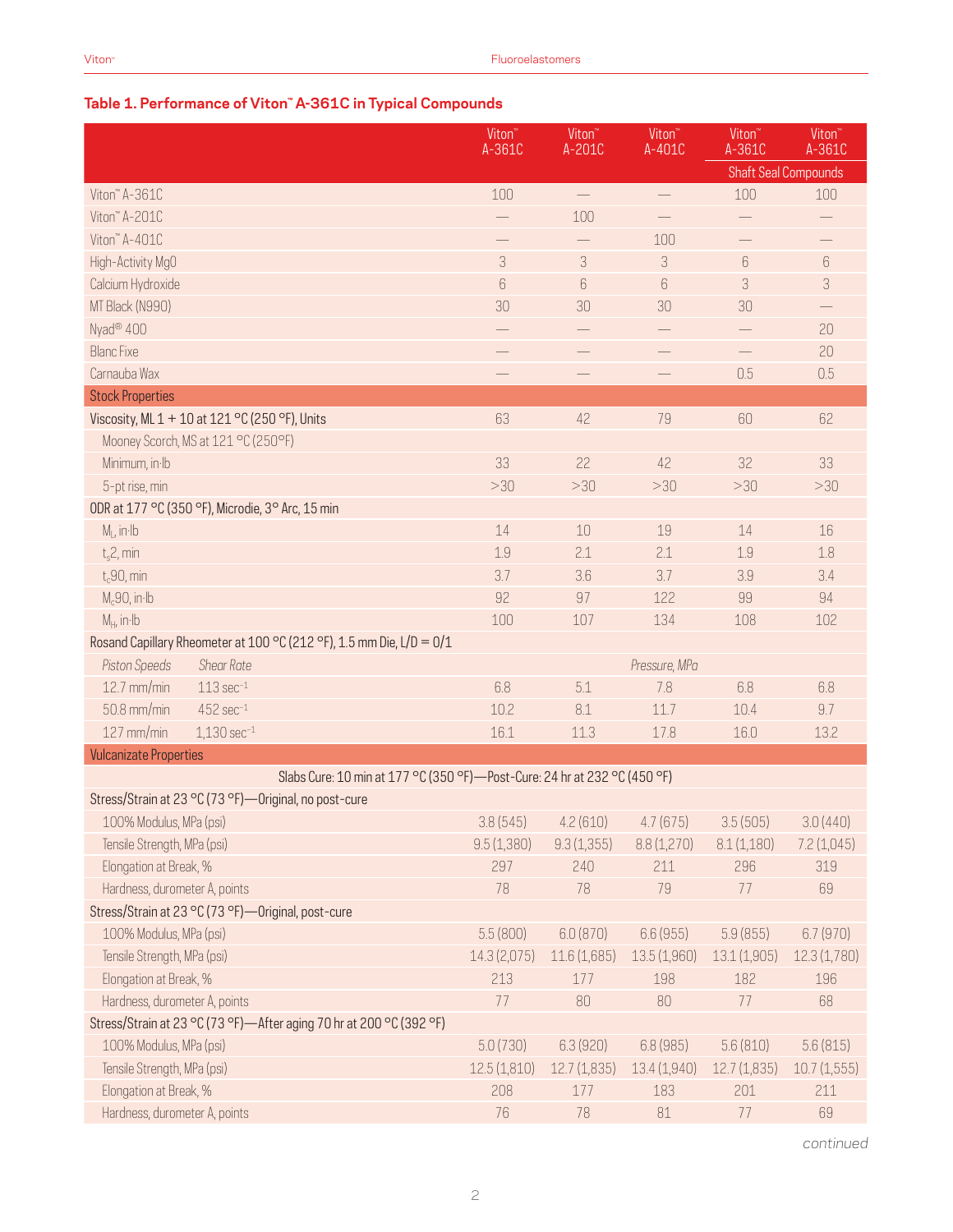## Table 1. Performance of Viton™ A-361C in Typical Compounds

| | | Viton™ A-361C | Viton™ A-201C | Viton™ A-401C | Viton™ A-361C | Viton™ A-361C |
|---|---|---|---|---|---|---|
| | | | | | Shaft Seal Compounds | |
| Viton™ A-361C | | 100 | — | — | 100 | 100 |
| Viton™ A-201C | | — | 100 | — | — | — |
| Viton™ A-401C | | — | — | 100 | — | — |
| High-Activity MgO | | 3 | 3 | 3 | 6 | 6 |
| Calcium Hydroxide | | 6 | 6 | 6 | 3 | 3 |
| MT Black (N990) | | 30 | 30 | 30 | 30 | — |
| Nyad® 400 | | — | — | — | — | 20 |
| Blanc Fixe | | — | — | — | — | 20 |
| Carnauba Wax | | — | — | — | 0.5 | 0.5 |
| **Stock Properties** | | | | | | |
| Viscosity, ML 1 + 10 at 121 °C (250 °F), Units | | 63 | 42 | 79 | 60 | 62 |
| Mooney Scorch, MS at 121 °C (250°F) | | | | | | |
| Minimum, in·lb | | 33 | 22 | 42 | 32 | 33 |
| 5-pt rise, min | | >30 | >30 | >30 | >30 | >30 |
| ODR at 177 °C (350 °F), Microdie, 3° Arc, 15 min | | | | | | |
| $M_L$, in·lb | | 14 | 10 | 19 | 14 | 16 |
| $t_s2$, min | | 1.9 | 2.1 | 2.1 | 1.9 | 1.8 |
| $t_c90$, min | | 3.7 | 3.6 | 3.7 | 3.9 | 3.4 |
| $M_c90$, in·lb | | 92 | 97 | 122 | 99 | 94 |
| $M_H$, in·lb | | 100 | 107 | 134 | 108 | 102 |
| Rosand Capillary Rheometer at 100 °C (212 °F), 1.5 mm Die, L/D = 0/1 | | | | | | |
| *Piston Speeds* | *Shear Rate* | | | *Pressure, MPa* | | |
| 12.7 mm/min | 113 $sec^{-1}$ | 6.8 | 5.1 | 7.8 | 6.8 | 6.8 |
| 50.8 mm/min | 452 $sec^{-1}$ | 10.2 | 8.1 | 11.7 | 10.4 | 9.7 |
| 127 mm/min | 1,130 $sec^{-1}$ | 16.1 | 11.3 | 17.8 | 16.0 | 13.2 |
| **Vulcanizate Properties** | | | | | | |
| Slabs Cure: 10 min at 177 °C (350 °F)—Post-Cure: 24 hr at 232 °C (450 °F) | | | | | | |
| Stress/Strain at 23 °C (73 °F)—Original, no post-cure | | | | | | |
| 100% Modulus, MPa (psi) | | 3.8 (545) | 4.2 (610) | 4.7 (675) | 3.5 (505) | 3.0 (440) |
| Tensile Strength, MPa (psi) | | 9.5 (1,380) | 9.3 (1,355) | 8.8 (1,270) | 8.1 (1,180) | 7.2 (1,045) |
| Elongation at Break, % | | 297 | 240 | 211 | 296 | 319 |
| Hardness, durometer A, points | | 78 | 78 | 79 | 77 | 69 |
| Stress/Strain at 23 °C (73 °F)—Original, post-cure | | | | | | |
| 100% Modulus, MPa (psi) | | 5.5 (800) | 6.0 (870) | 6.6 (955) | 5.9 (855) | 6.7 (970) |
| Tensile Strength, MPa (psi) | | 14.3 (2,075) | 11.6 (1,685) | 13.5 (1,960) | 13.1 (1,905) | 12.3 (1,780) |
| Elongation at Break, % | | 213 | 177 | 198 | 182 | 196 |
| Hardness, durometer A, points | | 77 | 80 | 80 | 77 | 68 |
| Stress/Strain at 23 °C (73 °F)—After aging 70 hr at 200 °C (392 °F) | | | | | | |
| 100% Modulus, MPa (psi) | | 5.0 (730) | 6.3 (920) | 6.8 (985) | 5.6 (810) | 5.6 (815) |
| Tensile Strength, MPa (psi) | | 12.5 (1,810) | 12.7 (1,835) | 13.4 (1,940) | 12.7 (1,835) | 10.7 (1,555) |
| Elongation at Break, % | | 208 | 177 | 183 | 201 | 211 |
| Hardness, durometer A, points | | 76 | 78 | 81 | 77 | 69 |

*continued*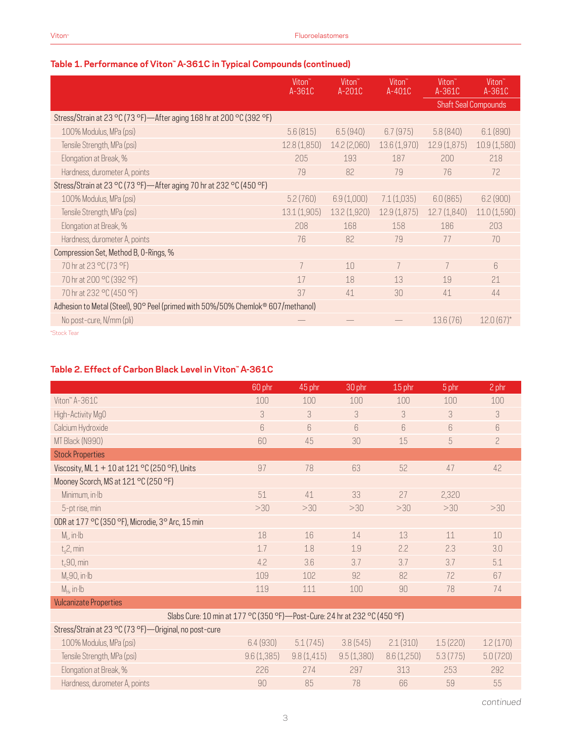### Table 1. Performance of Viton™ A-361C in Typical Compounds (continued)

| | Viton™ A-361C | Viton™ A-201C | Viton™ A-401C | Viton™ A-361C | Viton™ A-361C |
|---|---|---|---|---|---|
| | | | | Shaft Seal Compounds | |
| Stress/Strain at 23 °C (73 °F)—After aging 168 hr at 200 °C (392 °F) | | | | | |
| 100% Modulus, MPa (psi) | 5.6 (815) | 6.5 (940) | 6.7 (975) | 5.8 (840) | 6.1 (890) |
| Tensile Strength, MPa (psi) | 12.8 (1,850) | 14.2 (2,060) | 13.6 (1,970) | 12.9 (1,875) | 10.9 (1,580) |
| Elongation at Break, % | 205 | 193 | 187 | 200 | 218 |
| Hardness, durometer A, points | 79 | 82 | 79 | 76 | 72 |
| Stress/Strain at 23 °C (73 °F)—After aging 70 hr at 232 °C (450 °F) | | | | | |
| 100% Modulus, MPa (psi) | 5.2 (760) | 6.9 (1,000) | 7.1 (1,035) | 6.0 (865) | 6.2 (900) |
| Tensile Strength, MPa (psi) | 13.1 (1,905) | 13.2 (1,920) | 12.9 (1,875) | 12.7 (1,840) | 11.0 (1,590) |
| Elongation at Break, % | 208 | 168 | 158 | 186 | 203 |
| Hardness, durometer A, points | 76 | 82 | 79 | 77 | 70 |
| Compression Set, Method B, O-Rings, % | | | | | |
| 70 hr at 23 °C (73 °F) | 7 | 10 | 7 | 7 | 6 |
| 70 hr at 200 °C (392 °F) | 17 | 18 | 13 | 19 | 21 |
| 70 hr at 232 °C (450 °F) | 37 | 41 | 30 | 41 | 44 |
| Adhesion to Metal (Steel), 90° Peel (primed with 50%/50% Chemlok® 607/methanol) | | | | | |
| No post-cure, N/mm (pli) | — | — | — | 13.6 (76) | 12.0 (67)* |

*Stock Tear

### Table 2. Effect of Carbon Black Level in Viton™ A-361C

| | 60 phr | 45 phr | 30 phr | 15 phr | 5 phr | 2 phr |
|---|---|---|---|---|---|---|
| Viton™ A-361C | 100 | 100 | 100 | 100 | 100 | 100 |
| High-Activity MgO | 3 | 3 | 3 | 3 | 3 | 3 |
| Calcium Hydroxide | 6 | 6 | 6 | 6 | 6 | 6 |
| MT Black (N990) | 60 | 45 | 30 | 15 | 5 | 2 |
| **Stock Properties** | | | | | | |
| Viscosity, ML 1 + 10 at 121 °C (250 °F), Units | 97 | 78 | 63 | 52 | 47 | 42 |
| Mooney Scorch, MS at 121 °C (250 °F) | | | | | | |
| Minimum, in·lb | 51 | 41 | 33 | 27 | 2,320 | |
| 5-pt rise, min | >30 | >30 | >30 | >30 | >30 | >30 |
| ODR at 177 °C (350 °F), Microdie, 3° Arc, 15 min | | | | | | |
| $M_L$, in·lb | 18 | 16 | 14 | 13 | 11 | 10 |
| $t_s2$, min | 1.7 | 1.8 | 1.9 | 2.2 | 2.3 | 3.0 |
| $t_c90$, min | 4.2 | 3.6 | 3.7 | 3.7 | 3.7 | 5.1 |
| $M_c90$, in·lb | 109 | 102 | 92 | 82 | 72 | 67 |
| $M_H$, in·lb | 119 | 111 | 100 | 90 | 78 | 74 |
| **Vulcanizate Properties** | | | | | | |
| Slabs Cure: 10 min at 177 °C (350 °F)—Post-Cure: 24 hr at 232 °C (450 °F) | | | | | | |
| Stress/Strain at 23 °C (73 °F)—Original, no post-cure | | | | | | |
| 100% Modulus, MPa (psi) | 6.4 (930) | 5.1 (745) | 3.8 (545) | 2.1 (310) | 1.5 (220) | 1.2 (170) |
| Tensile Strength, MPa (psi) | 9.6 (1,385) | 9.8 (1,415) | 9.5 (1,380) | 8.6 (1,250) | 5.3 (775) | 5.0 (720) |
| Elongation at Break, % | 226 | 274 | 297 | 313 | 253 | 292 |
| Hardness, durometer A, points | 90 | 85 | 78 | 66 | 59 | 55 |

*continued*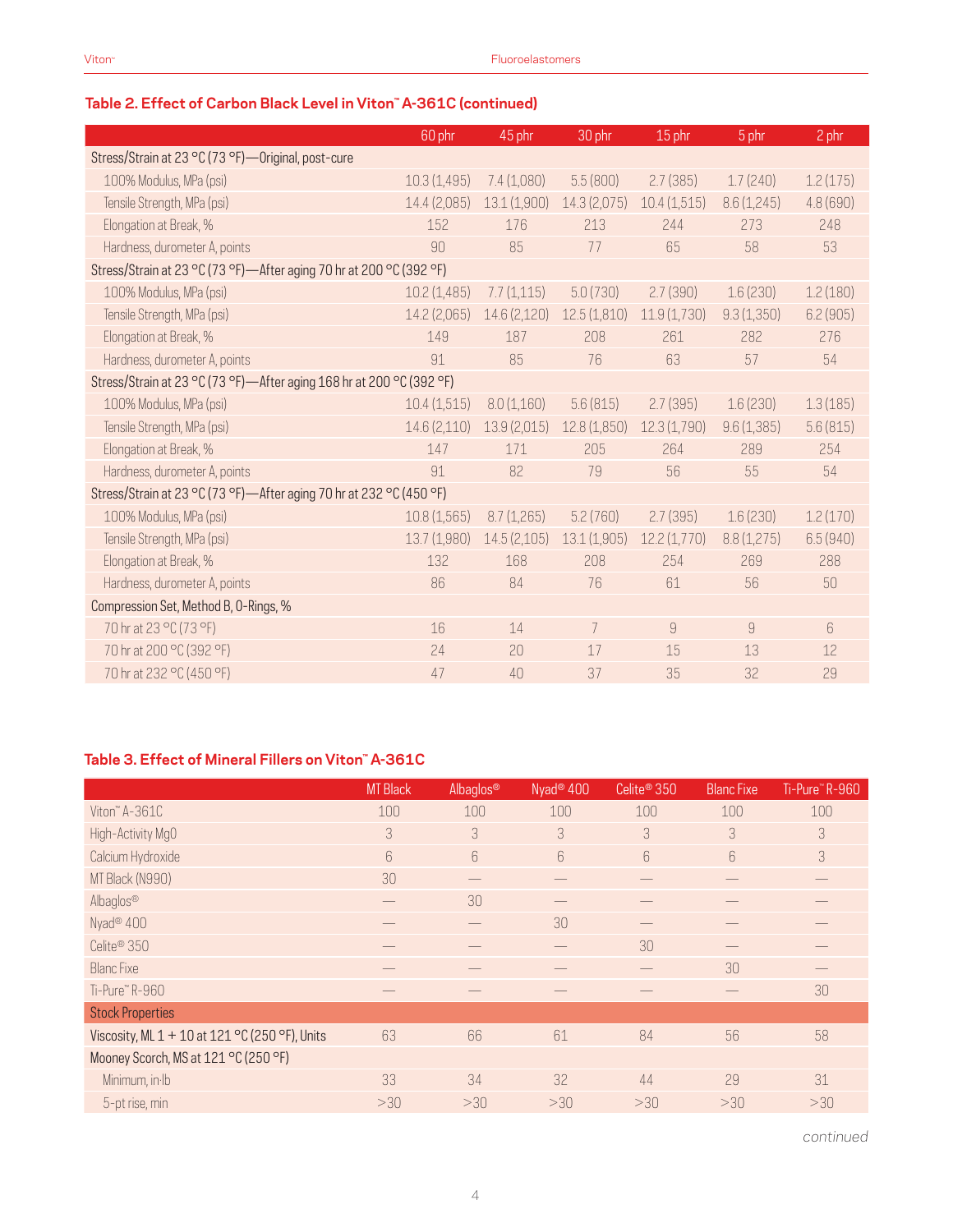## Table 2. Effect of Carbon Black Level in Viton™ A-361C (continued)

| | 60 phr | 45 phr | 30 phr | 15 phr | 5 phr | 2 phr |
|---|---|---|---|---|---|---|
| Stress/Strain at 23 °C (73 °F)—Original, post-cure | | | | | | |
| 100% Modulus, MPa (psi) | 10.3 (1,495) | 7.4 (1,080) | 5.5 (800) | 2.7 (385) | 1.7 (240) | 1.2 (175) |
| Tensile Strength, MPa (psi) | 14.4 (2,085) | 13.1 (1,900) | 14.3 (2,075) | 10.4 (1,515) | 8.6 (1,245) | 4.8 (690) |
| Elongation at Break, % | 152 | 176 | 213 | 244 | 273 | 248 |
| Hardness, durometer A, points | 90 | 85 | 77 | 65 | 58 | 53 |
| Stress/Strain at 23 °C (73 °F)—After aging 70 hr at 200 °C (392 °F) | | | | | | |
| 100% Modulus, MPa (psi) | 10.2 (1,485) | 7.7 (1,115) | 5.0 (730) | 2.7 (390) | 1.6 (230) | 1.2 (180) |
| Tensile Strength, MPa (psi) | 14.2 (2,065) | 14.6 (2,120) | 12.5 (1,810) | 11.9 (1,730) | 9.3 (1,350) | 6.2 (905) |
| Elongation at Break, % | 149 | 187 | 208 | 261 | 282 | 276 |
| Hardness, durometer A, points | 91 | 85 | 76 | 63 | 57 | 54 |
| Stress/Strain at 23 °C (73 °F)—After aging 168 hr at 200 °C (392 °F) | | | | | | |
| 100% Modulus, MPa (psi) | 10.4 (1,515) | 8.0 (1,160) | 5.6 (815) | 2.7 (395) | 1.6 (230) | 1.3 (185) |
| Tensile Strength, MPa (psi) | 14.6 (2,110) | 13.9 (2,015) | 12.8 (1,850) | 12.3 (1,790) | 9.6 (1,385) | 5.6 (815) |
| Elongation at Break, % | 147 | 171 | 205 | 264 | 289 | 254 |
| Hardness, durometer A, points | 91 | 82 | 79 | 56 | 55 | 54 |
| Stress/Strain at 23 °C (73 °F)—After aging 70 hr at 232 °C (450 °F) | | | | | | |
| 100% Modulus, MPa (psi) | 10.8 (1,565) | 8.7 (1,265) | 5.2 (760) | 2.7 (395) | 1.6 (230) | 1.2 (170) |
| Tensile Strength, MPa (psi) | 13.7 (1,980) | 14.5 (2,105) | 13.1 (1,905) | 12.2 (1,770) | 8.8 (1,275) | 6.5 (940) |
| Elongation at Break, % | 132 | 168 | 208 | 254 | 269 | 288 |
| Hardness, durometer A, points | 86 | 84 | 76 | 61 | 56 | 50 |
| Compression Set, Method B, O-Rings, % | | | | | | |
| 70 hr at 23 °C (73 °F) | 16 | 14 | 7 | 9 | 9 | 6 |
| 70 hr at 200 °C (392 °F) | 24 | 20 | 17 | 15 | 13 | 12 |
| 70 hr at 232 °C (450 °F) | 47 | 40 | 37 | 35 | 32 | 29 |

## Table 3. Effect of Mineral Fillers on Viton™ A-361C

| | MT Black | Albaglos® | Nyad® 400 | Celite® 350 | Blanc Fixe | Ti-Pure™ R-960 |
|---|---|---|---|---|---|---|
| Viton™ A-361C | 100 | 100 | 100 | 100 | 100 | 100 |
| High-Activity MgO | 3 | 3 | 3 | 3 | 3 | 3 |
| Calcium Hydroxide | 6 | 6 | 6 | 6 | 6 | 3 |
| MT Black (N990) | 30 | — | — | — | — | — |
| Albaglos® | — | 30 | — | — | — | — |
| Nyad® 400 | — | — | 30 | — | — | — |
| Celite® 350 | — | — | — | 30 | — | — |
| Blanc Fixe | — | — | — | — | 30 | — |
| Ti-Pure™ R-960 | — | — | — | — | — | 30 |
| **Stock Properties** | | | | | | |
| Viscosity, ML 1 + 10 at 121 °C (250 °F), Units | 63 | 66 | 61 | 84 | 56 | 58 |
| Mooney Scorch, MS at 121 °C (250 °F) | | | | | | |
| Minimum, in·lb | 33 | 34 | 32 | 44 | 29 | 31 |
| 5-pt rise, min | >30 | >30 | >30 | >30 | >30 | >30 |

*continued*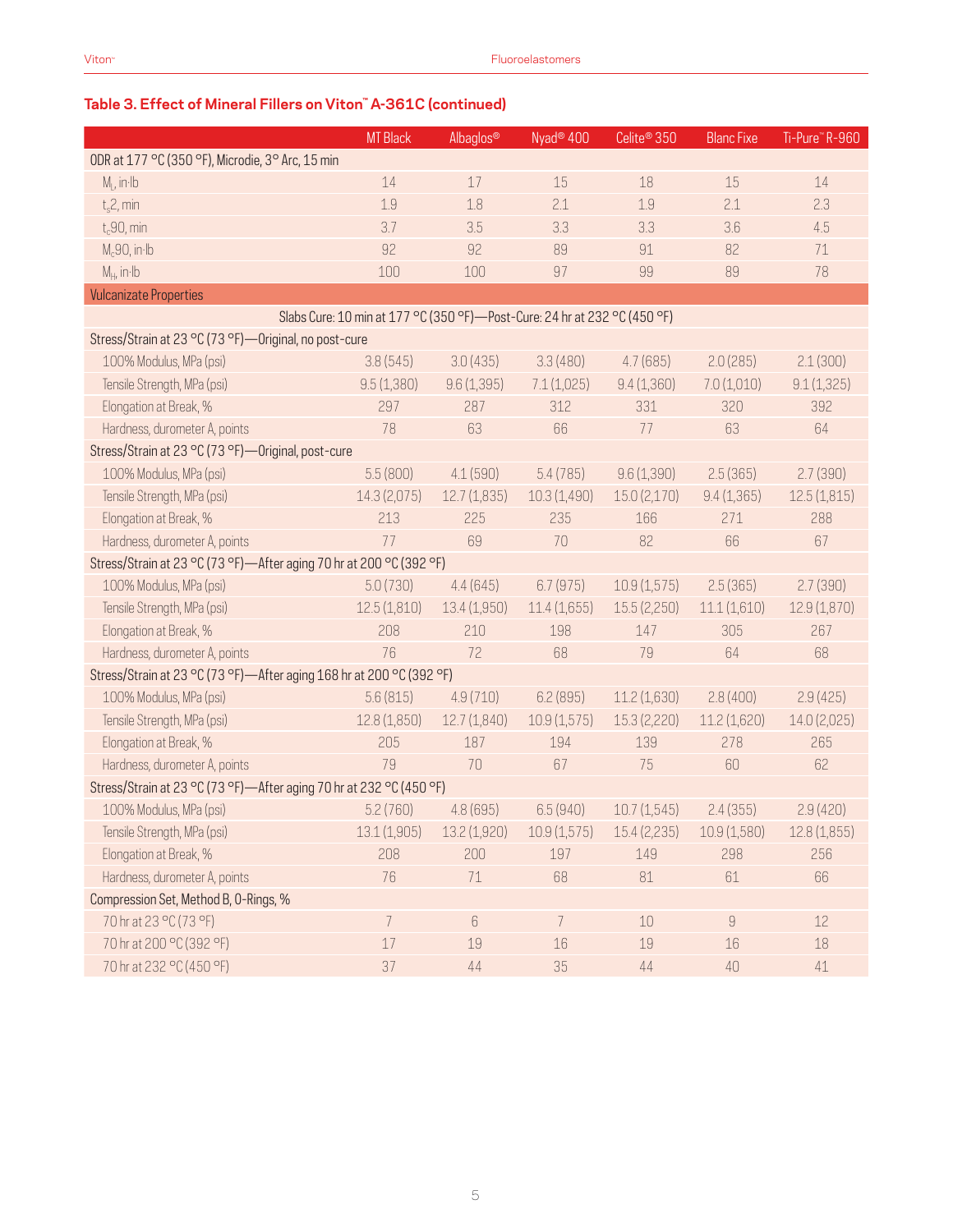### Table 3. Effect of Mineral Fillers on Viton™ A-361C (continued)

| | MT Black | Albaglos® | Nyad® 400 | Celite® 350 | Blanc Fixe | Ti-Pure™ R-960 |
|---|---|---|---|---|---|---|
| ODR at 177 °C (350 °F), Microdie, 3° Arc, 15 min | | | | | | |
| $M_L$, in·lb | 14 | 17 | 15 | 18 | 15 | 14 |
| $t_s2$, min | 1.9 | 1.8 | 2.1 | 1.9 | 2.1 | 2.3 |
| $t_c90$, min | 3.7 | 3.5 | 3.3 | 3.3 | 3.6 | 4.5 |
| $M_c90$, in·lb | 92 | 92 | 89 | 91 | 82 | 71 |
| $M_H$, in·lb | 100 | 100 | 97 | 99 | 89 | 78 |
| Vulcanizate Properties | | | | | | |
| Slabs Cure: 10 min at 177 °C (350 °F)—Post-Cure: 24 hr at 232 °C (450 °F) | | | | | | |
| Stress/Strain at 23 °C (73 °F)—Original, no post-cure | | | | | | |
| 100% Modulus, MPa (psi) | 3.8 (545) | 3.0 (435) | 3.3 (480) | 4.7 (685) | 2.0 (285) | 2.1 (300) |
| Tensile Strength, MPa (psi) | 9.5 (1,380) | 9.6 (1,395) | 7.1 (1,025) | 9.4 (1,360) | 7.0 (1,010) | 9.1 (1,325) |
| Elongation at Break, % | 297 | 287 | 312 | 331 | 320 | 392 |
| Hardness, durometer A, points | 78 | 63 | 66 | 77 | 63 | 64 |
| Stress/Strain at 23 °C (73 °F)—Original, post-cure | | | | | | |
| 100% Modulus, MPa (psi) | 5.5 (800) | 4.1 (590) | 5.4 (785) | 9.6 (1,390) | 2.5 (365) | 2.7 (390) |
| Tensile Strength, MPa (psi) | 14.3 (2,075) | 12.7 (1,835) | 10.3 (1,490) | 15.0 (2,170) | 9.4 (1,365) | 12.5 (1,815) |
| Elongation at Break, % | 213 | 225 | 235 | 166 | 271 | 288 |
| Hardness, durometer A, points | 77 | 69 | 70 | 82 | 66 | 67 |
| Stress/Strain at 23 °C (73 °F)—After aging 70 hr at 200 °C (392 °F) | | | | | | |
| 100% Modulus, MPa (psi) | 5.0 (730) | 4.4 (645) | 6.7 (975) | 10.9 (1,575) | 2.5 (365) | 2.7 (390) |
| Tensile Strength, MPa (psi) | 12.5 (1,810) | 13.4 (1,950) | 11.4 (1,655) | 15.5 (2,250) | 11.1 (1,610) | 12.9 (1,870) |
| Elongation at Break, % | 208 | 210 | 198 | 147 | 305 | 267 |
| Hardness, durometer A, points | 76 | 72 | 68 | 79 | 64 | 68 |
| Stress/Strain at 23 °C (73 °F)—After aging 168 hr at 200 °C (392 °F) | | | | | | |
| 100% Modulus, MPa (psi) | 5.6 (815) | 4.9 (710) | 6.2 (895) | 11.2 (1,630) | 2.8 (400) | 2.9 (425) |
| Tensile Strength, MPa (psi) | 12.8 (1,850) | 12.7 (1,840) | 10.9 (1,575) | 15.3 (2,220) | 11.2 (1,620) | 14.0 (2,025) |
| Elongation at Break, % | 205 | 187 | 194 | 139 | 278 | 265 |
| Hardness, durometer A, points | 79 | 70 | 67 | 75 | 60 | 62 |
| Stress/Strain at 23 °C (73 °F)—After aging 70 hr at 232 °C (450 °F) | | | | | | |
| 100% Modulus, MPa (psi) | 5.2 (760) | 4.8 (695) | 6.5 (940) | 10.7 (1,545) | 2.4 (355) | 2.9 (420) |
| Tensile Strength, MPa (psi) | 13.1 (1,905) | 13.2 (1,920) | 10.9 (1,575) | 15.4 (2,235) | 10.9 (1,580) | 12.8 (1,855) |
| Elongation at Break, % | 208 | 200 | 197 | 149 | 298 | 256 |
| Hardness, durometer A, points | 76 | 71 | 68 | 81 | 61 | 66 |
| Compression Set, Method B, O-Rings, % | | | | | | |
| 70 hr at 23 °C (73 °F) | 7 | 6 | 7 | 10 | 9 | 12 |
| 70 hr at 200 °C (392 °F) | 17 | 19 | 16 | 19 | 16 | 18 |
| 70 hr at 232 °C (450 °F) | 37 | 44 | 35 | 44 | 40 | 41 |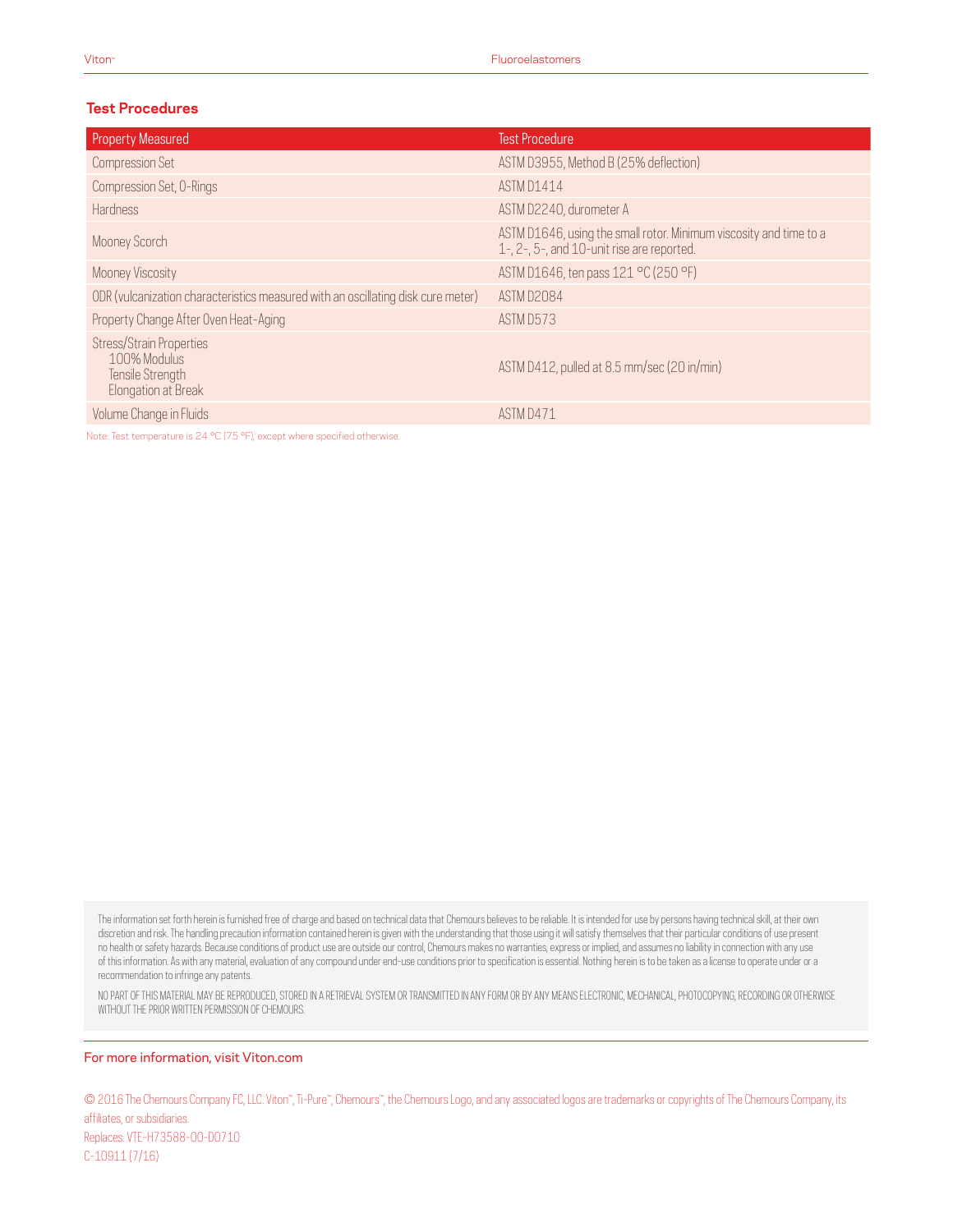## Test Procedures

| Property Measured | Test Procedure |
|---|---|
| Compression Set | ASTM D3955, Method B (25% deflection) |
| Compression Set, O-Rings | ASTM D1414 |
| Hardness | ASTM D2240, durometer A |
| Mooney Scorch | ASTM D1646, using the small rotor. Minimum viscosity and time to a 1-, 2-, 5-, and 10-unit rise are reported. |
| Mooney Viscosity | ASTM D1646, ten pass 121 °C (250 °F) |
| ODR (vulcanization characteristics measured with an oscillating disk cure meter) | ASTM D2084 |
| Property Change After Oven Heat-Aging | ASTM D573 |
| Stress/Strain Properties<br>100% Modulus<br>Tensile Strength<br>Elongation at Break | ASTM D412, pulled at 8.5 mm/sec (20 in/min) |
| Volume Change in Fluids | ASTM D471 |

Note: Test temperature is 24 °C (75 °F), except where specified otherwise.

The information set forth herein is furnished free of charge and based on technical data that Chemours believes to be reliable. It is intended for use by persons having technical skill, at their own discretion and risk. The handling precaution information contained herein is given with the understanding that those using it will satisfy themselves that their particular conditions of use present no health or safety hazards. Because conditions of product use are outside our control, Chemours makes no warranties, express or implied, and assumes no liability in connection with any use of this information. As with any material, evaluation of any compound under end-use conditions prior to specification is essential. Nothing herein is to be taken as a license to operate under or a recommendation to infringe any patents.

NO PART OF THIS MATERIAL MAY BE REPRODUCED, STORED IN A RETRIEVAL SYSTEM OR TRANSMITTED IN ANY FORM OR BY ANY MEANS ELECTRONIC, MECHANICAL, PHOTOCOPYING, RECORDING OR OTHERWISE WITHOUT THE PRIOR WRITTEN PERMISSION OF CHEMOURS.

For more information, visit Viton.com

© 2016 The Chemours Company FC, LLC. Viton™, Ti-Pure™, Chemours™, the Chemours Logo, and any associated logos are trademarks or copyrights of The Chemours Company, its affiliates, or subsidiaries.
Replaces: VTE-H73588-00-D0710
C-10911 (7/16)